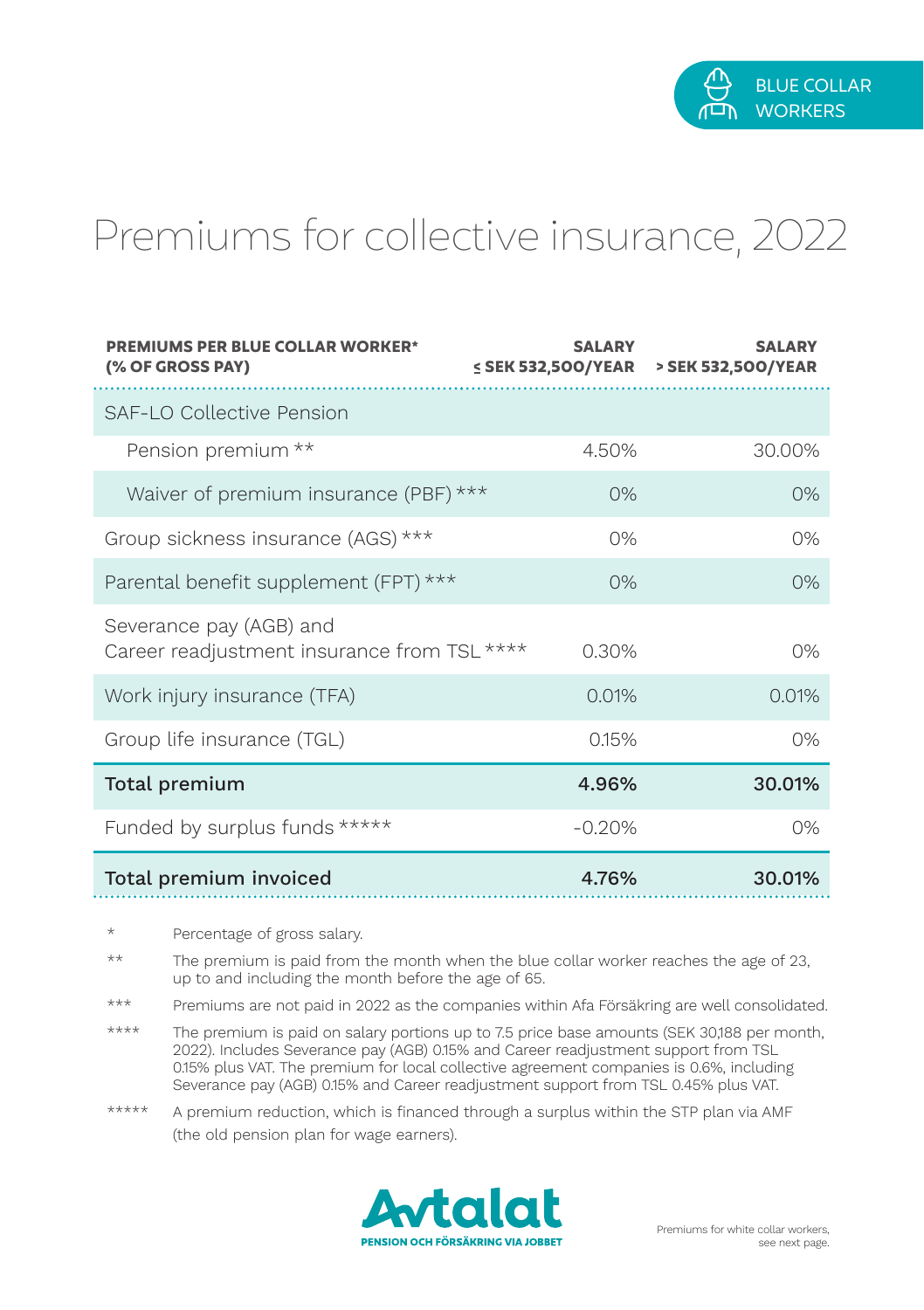BLUE COLLAR WORKERS

# Premiums for collective insurance, 2022

| PREMIUMS PER BLUE COLLAR WORKER* (% OF GROSS PAY) | SALARY ≤ SEK 532,500/YEAR | SALARY > SEK 532,500/YEAR |
|---|---|---|
| SAF-LO Collective Pension | | |
| Pension premium ** | 4.50% | 30.00% |
| Waiver of premium insurance (PBF) *** | 0% | 0% |
| Group sickness insurance (AGS) *** | 0% | 0% |
| Parental benefit supplement (FPT) *** | 0% | 0% |
| Severance pay (AGB) and Career readjustment insurance from TSL **** | 0.30% | 0% |
| Work injury insurance (TFA) | 0.01% | 0.01% |
| Group life insurance (TGL) | 0.15% | 0% |
| **Total premium** | **4.96%** | **30.01%** |
| Funded by surplus funds ***** | -0.20% | 0% |
| **Total premium invoiced** | **4.76%** | **30.01%** |

* Percentage of gross salary.

** The premium is paid from the month when the blue collar worker reaches the age of 23, up to and including the month before the age of 65.

*** Premiums are not paid in 2022 as the companies within Afa Försäkring are well consolidated.

**** The premium is paid on salary portions up to 7.5 price base amounts (SEK 30,188 per month, 2022). Includes Severance pay (AGB) 0.15% and Career readjustment support from TSL 0.15% plus VAT. The premium for local collective agreement companies is 0.6%, including Severance pay (AGB) 0.15% and Career readjustment support from TSL 0.45% plus VAT.

***** A premium reduction, which is financed through a surplus within the STP plan via AMF (the old pension plan for wage earners).

Avtalat
PENSION OCH FÖRSÄKRING VIA JOBBET

Premiums for white collar workers, see next page.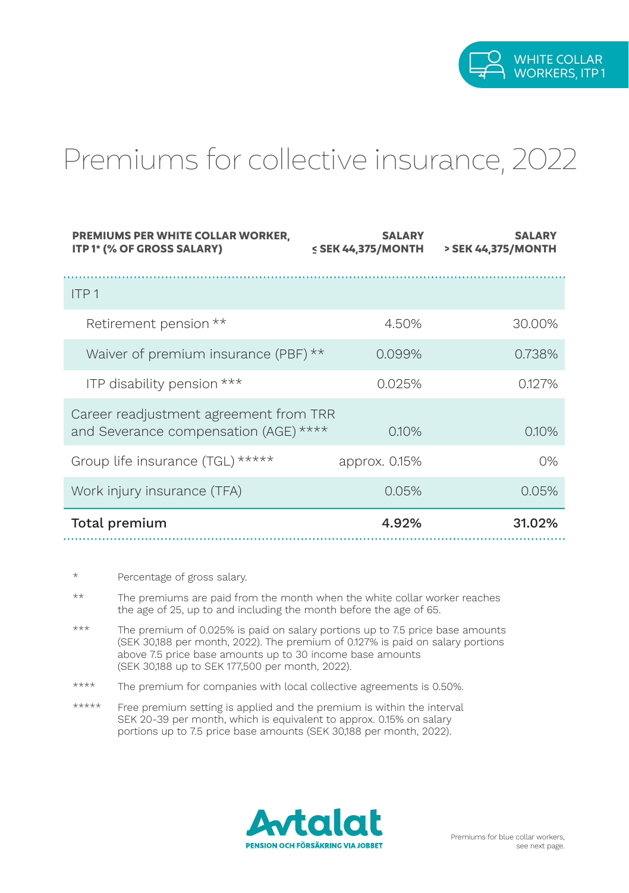WHITE COLLAR WORKERS, ITP 1

# Premiums for collective insurance, 2022

| PREMIUMS PER WHITE COLLAR WORKER, ITP 1* (% OF GROSS SALARY) | SALARY ≤ SEK 44,375/MONTH | SALARY > SEK 44,375/MONTH |
|---|---|---|
| ITP 1 | | |
| Retirement pension ** | 4.50% | 30.00% |
| Waiver of premium insurance (PBF) ** | 0.099% | 0.738% |
| ITP disability pension *** | 0.025% | 0.127% |
| Career readjustment agreement from TRR and Severance compensation (AGE) **** | 0.10% | 0.10% |
| Group life insurance (TGL) ***** | approx. 0.15% | 0% |
| Work injury insurance (TFA) | 0.05% | 0.05% |
| **Total premium** | **4.92%** | **31.02%** |

\* Percentage of gross salary.

\*\* The premiums are paid from the month when the white collar worker reaches the age of 25, up to and including the month before the age of 65.

\*\*\* The premium of 0.025% is paid on salary portions up to 7.5 price base amounts (SEK 30,188 per month, 2022). The premium of 0.127% is paid on salary portions above 7.5 price base amounts up to 30 income base amounts (SEK 30,188 up to SEK 177,500 per month, 2022).

\*\*\*\* The premium for companies with local collective agreements is 0.50%.

\*\*\*\*\* Free premium setting is applied and the premium is within the interval SEK 20-39 per month, which is equivalent to approx. 0.15% on salary portions up to 7.5 price base amounts (SEK 30,188 per month, 2022).

Avtalat
PENSION OCH FÖRSÄKRING VIA JOBBET

Premiums for blue collar workers, see next page.